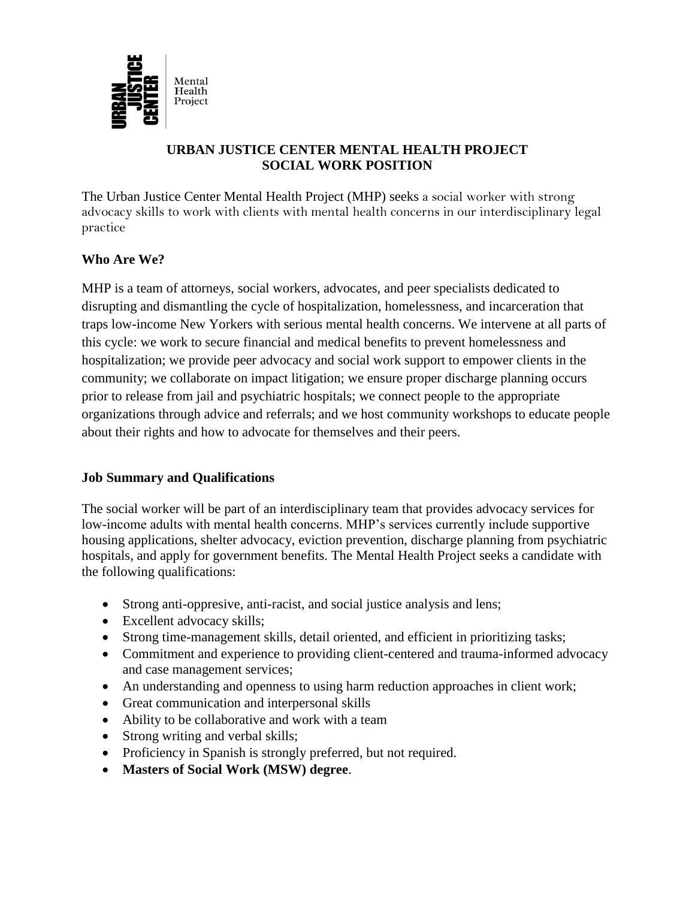URBAN JUSTICE CENTER Mental Health Project

# URBAN JUSTICE CENTER MENTAL HEALTH PROJECT
# SOCIAL WORK POSITION

The Urban Justice Center Mental Health Project (MHP) seeks a social worker with strong advocacy skills to work with clients with mental health concerns in our interdisciplinary legal practice

## Who Are We?

MHP is a team of attorneys, social workers, advocates, and peer specialists dedicated to disrupting and dismantling the cycle of hospitalization, homelessness, and incarceration that traps low-income New Yorkers with serious mental health concerns. We intervene at all parts of this cycle: we work to secure financial and medical benefits to prevent homelessness and hospitalization; we provide peer advocacy and social work support to empower clients in the community; we collaborate on impact litigation; we ensure proper discharge planning occurs prior to release from jail and psychiatric hospitals; we connect people to the appropriate organizations through advice and referrals; and we host community workshops to educate people about their rights and how to advocate for themselves and their peers.

## Job Summary and Qualifications

The social worker will be part of an interdisciplinary team that provides advocacy services for low-income adults with mental health concerns. MHP's services currently include supportive housing applications, shelter advocacy, eviction prevention, discharge planning from psychiatric hospitals, and apply for government benefits. The Mental Health Project seeks a candidate with the following qualifications:

- Strong anti-oppresive, anti-racist, and social justice analysis and lens;
- Excellent advocacy skills;
- Strong time-management skills, detail oriented, and efficient in prioritizing tasks;
- Commitment and experience to providing client-centered and trauma-informed advocacy and case management services;
- An understanding and openness to using harm reduction approaches in client work;
- Great communication and interpersonal skills
- Ability to be collaborative and work with a team
- Strong writing and verbal skills;
- Proficiency in Spanish is strongly preferred, but not required.
- **Masters of Social Work (MSW) degree**.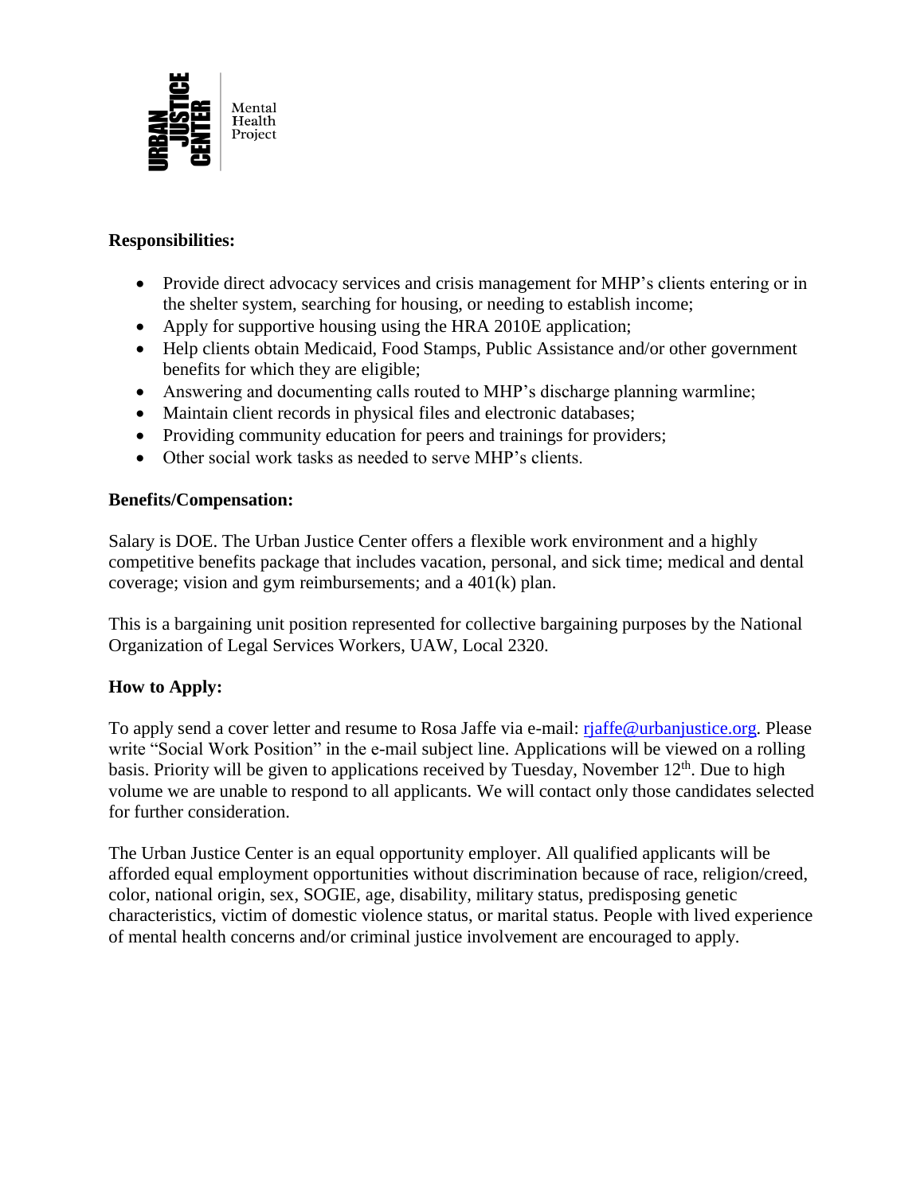**Responsibilities:**

- Provide direct advocacy services and crisis management for MHP's clients entering or in the shelter system, searching for housing, or needing to establish income;
- Apply for supportive housing using the HRA 2010E application;
- Help clients obtain Medicaid, Food Stamps, Public Assistance and/or other government benefits for which they are eligible;
- Answering and documenting calls routed to MHP's discharge planning warmline;
- Maintain client records in physical files and electronic databases;
- Providing community education for peers and trainings for providers;
- Other social work tasks as needed to serve MHP's clients.

**Benefits/Compensation:**

Salary is DOE. The Urban Justice Center offers a flexible work environment and a highly competitive benefits package that includes vacation, personal, and sick time; medical and dental coverage; vision and gym reimbursements; and a 401(k) plan.

This is a bargaining unit position represented for collective bargaining purposes by the National Organization of Legal Services Workers, UAW, Local 2320.

**How to Apply:**

To apply send a cover letter and resume to Rosa Jaffe via e-mail: [rjaffe@urbanjustice.org](mailto:rjaffe@urbanjustice.org). Please write "Social Work Position" in the e-mail subject line. Applications will be viewed on a rolling basis. Priority will be given to applications received by Tuesday, November 12th. Due to high volume we are unable to respond to all applicants. We will contact only those candidates selected for further consideration.

The Urban Justice Center is an equal opportunity employer. All qualified applicants will be afforded equal employment opportunities without discrimination because of race, religion/creed, color, national origin, sex, SOGIE, age, disability, military status, predisposing genetic characteristics, victim of domestic violence status, or marital status. People with lived experience of mental health concerns and/or criminal justice involvement are encouraged to apply.